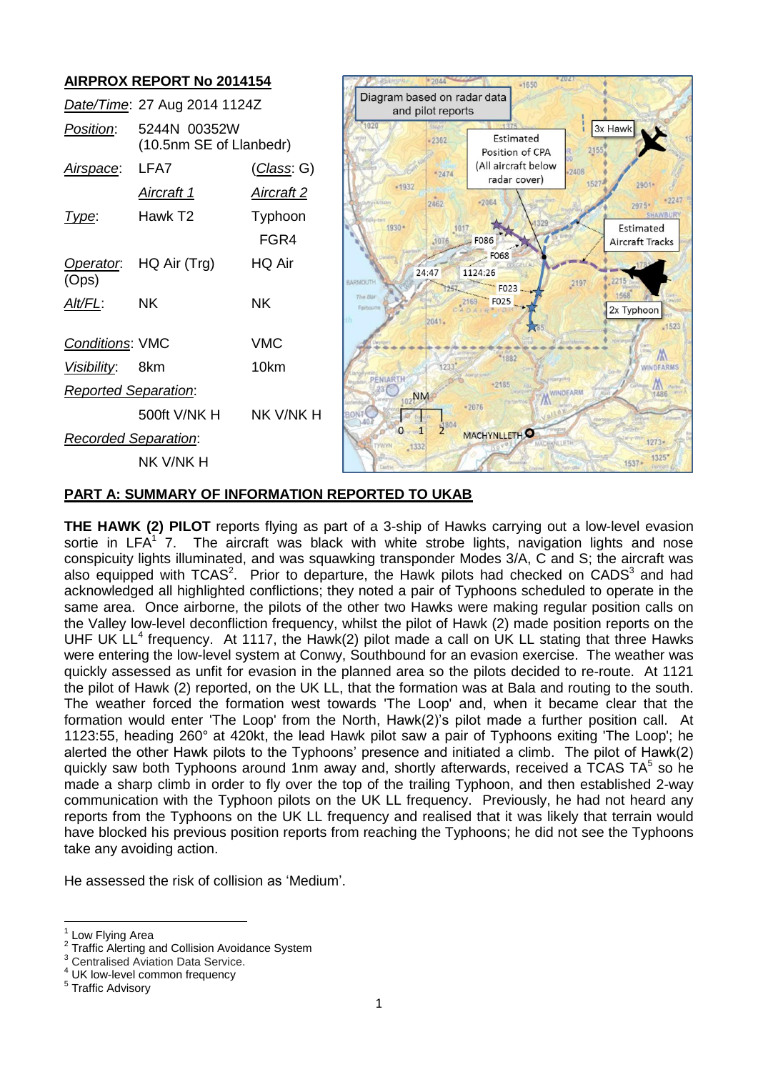## AIRPROX REPORT No 2014154

| | | |
|---|---|---|
| *Date/Time*: | 27 Aug 2014 1124Z | |
| *Position*: | 5244N 00352W (10.5nm SE of Llanbedr) | |
| *Airspace*: | LFA7 | (*Class*: G) |
| | *Aircraft 1* | *Aircraft 2* |
| *Type*: | Hawk T2 | Typhoon FGR4 |
| *Operator*: | HQ Air (Trg) | HQ Air (Ops) |
| *Alt/FL*: | NK | NK |
| *Conditions*: | VMC | VMC |
| *Visibility*: | 8km | 10km |
| *Reported Separation*: | | |
| | 500ft V/NK H | NK V/NK H |
| *Recorded Separation*: | | |
| | NK V/NK H | |

Diagram based on radar data and pilot reports

## PART A: SUMMARY OF INFORMATION REPORTED TO UKAB

**THE HAWK (2) PILOT** reports flying as part of a 3-ship of Hawks carrying out a low-level evasion sortie in LFA[1] 7. The aircraft was black with white strobe lights, navigation lights and nose conspicuity lights illuminated, and was squawking transponder Modes 3/A, C and S; the aircraft was also equipped with TCAS[2]. Prior to departure, the Hawk pilots had checked on CADS[3] and had acknowledged all highlighted conflictions; they noted a pair of Typhoons scheduled to operate in the same area. Once airborne, the pilots of the other two Hawks were making regular position calls on the Valley low-level deconfliction frequency, whilst the pilot of Hawk (2) made position reports on the UHF UK LL[4] frequency. At 1117, the Hawk(2) pilot made a call on UK LL stating that three Hawks were entering the low-level system at Conwy, Southbound for an evasion exercise. The weather was quickly assessed as unfit for evasion in the planned area so the pilots decided to re-route. At 1121 the pilot of Hawk (2) reported, on the UK LL, that the formation was at Bala and routing to the south. The weather forced the formation west towards 'The Loop' and, when it became clear that the formation would enter 'The Loop' from the North, Hawk(2)'s pilot made a further position call. At 1123:55, heading 260° at 420kt, the lead Hawk pilot saw a pair of Typhoons exiting 'The Loop'; he alerted the other Hawk pilots to the Typhoons' presence and initiated a climb. The pilot of Hawk(2) quickly saw both Typhoons around 1nm away and, shortly afterwards, received a TCAS TA[5] so he made a sharp climb in order to fly over the top of the trailing Typhoon, and then established 2-way communication with the Typhoon pilots on the UK LL frequency. Previously, he had not heard any reports from the Typhoons on the UK LL frequency and realised that it was likely that terrain would have blocked his previous position reports from reaching the Typhoons; he did not see the Typhoons take any avoiding action.

He assessed the risk of collision as 'Medium'.

---

[1] Low Flying Area
[2] Traffic Alerting and Collision Avoidance System
[3] Centralised Aviation Data Service.
[4] UK low-level common frequency
[5] Traffic Advisory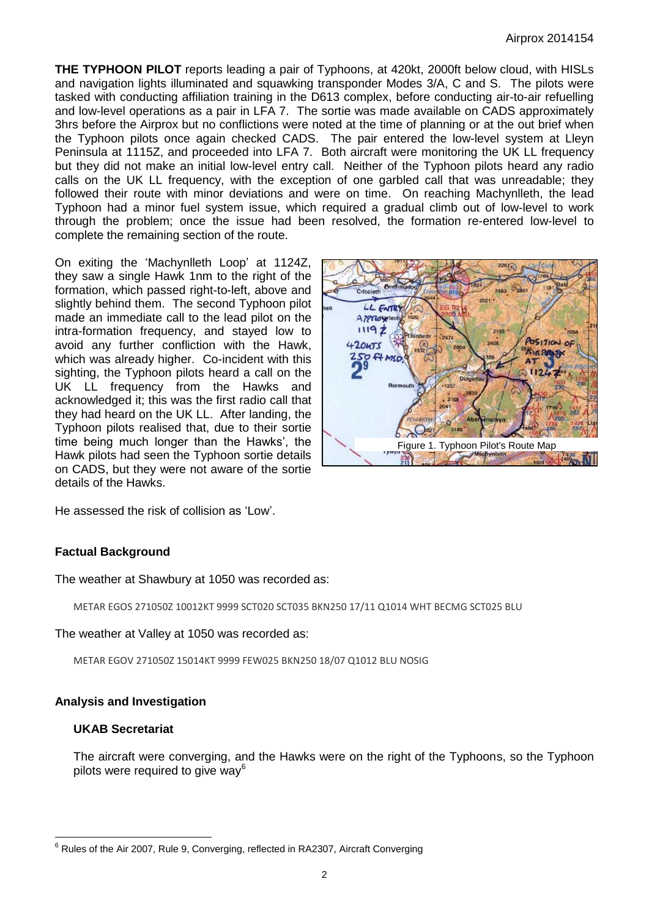**THE TYPHOON PILOT** reports leading a pair of Typhoons, at 420kt, 2000ft below cloud, with HISLs and navigation lights illuminated and squawking transponder Modes 3/A, C and S. The pilots were tasked with conducting affiliation training in the D613 complex, before conducting air-to-air refuelling and low-level operations as a pair in LFA 7. The sortie was made available on CADS approximately 3hrs before the Airprox but no conflictions were noted at the time of planning or at the out brief when the Typhoon pilots once again checked CADS. The pair entered the low-level system at Lleyn Peninsula at 1115Z, and proceeded into LFA 7. Both aircraft were monitoring the UK LL frequency but they did not make an initial low-level entry call. Neither of the Typhoon pilots heard any radio calls on the UK LL frequency, with the exception of one garbled call that was unreadable; they followed their route with minor deviations and were on time. On reaching Machynlleth, the lead Typhoon had a minor fuel system issue, which required a gradual climb out of low-level to work through the problem; once the issue had been resolved, the formation re-entered low-level to complete the remaining section of the route.

On exiting the 'Machynlleth Loop' at 1124Z, they saw a single Hawk 1nm to the right of the formation, which passed right-to-left, above and slightly behind them. The second Typhoon pilot made an immediate call to the lead pilot on the intra-formation frequency, and stayed low to avoid any further confliction with the Hawk, which was already higher. Co-incident with this sighting, the Typhoon pilots heard a call on the UK LL frequency from the Hawks and acknowledged it; this was the first radio call that they had heard on the UK LL. After landing, the Typhoon pilots realised that, due to their sortie time being much longer than the Hawks', the Hawk pilots had seen the Typhoon sortie details on CADS, but they were not aware of the sortie details of the Hawks.

Figure 1. Typhoon Pilot's Route Map

He assessed the risk of collision as 'Low'.

## Factual Background

The weather at Shawbury at 1050 was recorded as:

METAR EGOS 271050Z 10012KT 9999 SCT020 SCT035 BKN250 17/11 Q1014 WHT BECMG SCT025 BLU

The weather at Valley at 1050 was recorded as:

METAR EGOV 271050Z 15014KT 9999 FEW025 BKN250 18/07 Q1012 BLU NOSIG

## Analysis and Investigation

### UKAB Secretariat

The aircraft were converging, and the Hawks were on the right of the Typhoons, so the Typhoon pilots were required to give way[6]

[6] Rules of the Air 2007, Rule 9, Converging, reflected in RA2307, Aircraft Converging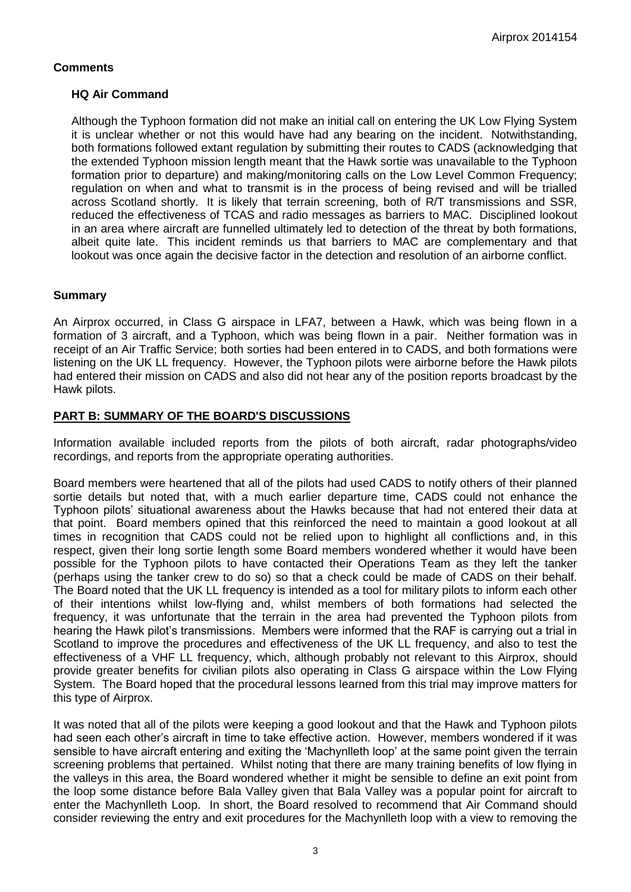## Comments

### HQ Air Command

Although the Typhoon formation did not make an initial call on entering the UK Low Flying System it is unclear whether or not this would have had any bearing on the incident. Notwithstanding, both formations followed extant regulation by submitting their routes to CADS (acknowledging that the extended Typhoon mission length meant that the Hawk sortie was unavailable to the Typhoon formation prior to departure) and making/monitoring calls on the Low Level Common Frequency; regulation on when and what to transmit is in the process of being revised and will be trialled across Scotland shortly. It is likely that terrain screening, both of R/T transmissions and SSR, reduced the effectiveness of TCAS and radio messages as barriers to MAC. Disciplined lookout in an area where aircraft are funnelled ultimately led to detection of the threat by both formations, albeit quite late. This incident reminds us that barriers to MAC are complementary and that lookout was once again the decisive factor in the detection and resolution of an airborne conflict.

## Summary

An Airprox occurred, in Class G airspace in LFA7, between a Hawk, which was being flown in a formation of 3 aircraft, and a Typhoon, which was being flown in a pair. Neither formation was in receipt of an Air Traffic Service; both sorties had been entered in to CADS, and both formations were listening on the UK LL frequency. However, the Typhoon pilots were airborne before the Hawk pilots had entered their mission on CADS and also did not hear any of the position reports broadcast by the Hawk pilots.

## PART B: SUMMARY OF THE BOARD'S DISCUSSIONS

Information available included reports from the pilots of both aircraft, radar photographs/video recordings, and reports from the appropriate operating authorities.

Board members were heartened that all of the pilots had used CADS to notify others of their planned sortie details but noted that, with a much earlier departure time, CADS could not enhance the Typhoon pilots' situational awareness about the Hawks because that had not entered their data at that point. Board members opined that this reinforced the need to maintain a good lookout at all times in recognition that CADS could not be relied upon to highlight all conflictions and, in this respect, given their long sortie length some Board members wondered whether it would have been possible for the Typhoon pilots to have contacted their Operations Team as they left the tanker (perhaps using the tanker crew to do so) so that a check could be made of CADS on their behalf. The Board noted that the UK LL frequency is intended as a tool for military pilots to inform each other of their intentions whilst low-flying and, whilst members of both formations had selected the frequency, it was unfortunate that the terrain in the area had prevented the Typhoon pilots from hearing the Hawk pilot's transmissions. Members were informed that the RAF is carrying out a trial in Scotland to improve the procedures and effectiveness of the UK LL frequency, and also to test the effectiveness of a VHF LL frequency, which, although probably not relevant to this Airprox, should provide greater benefits for civilian pilots also operating in Class G airspace within the Low Flying System. The Board hoped that the procedural lessons learned from this trial may improve matters for this type of Airprox.

It was noted that all of the pilots were keeping a good lookout and that the Hawk and Typhoon pilots had seen each other's aircraft in time to take effective action. However, members wondered if it was sensible to have aircraft entering and exiting the 'Machynlleth loop' at the same point given the terrain screening problems that pertained. Whilst noting that there are many training benefits of low flying in the valleys in this area, the Board wondered whether it might be sensible to define an exit point from the loop some distance before Bala Valley given that Bala Valley was a popular point for aircraft to enter the Machynlleth Loop. In short, the Board resolved to recommend that Air Command should consider reviewing the entry and exit procedures for the Machynlleth loop with a view to removing the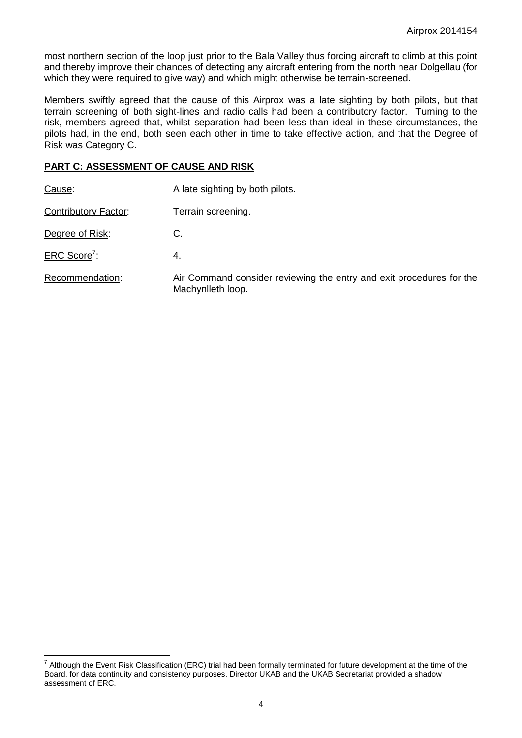most northern section of the loop just prior to the Bala Valley thus forcing aircraft to climb at this point and thereby improve their chances of detecting any aircraft entering from the north near Dolgellau (for which they were required to give way) and which might otherwise be terrain-screened.

Members swiftly agreed that the cause of this Airprox was a late sighting by both pilots, but that terrain screening of both sight-lines and radio calls had been a contributory factor. Turning to the risk, members agreed that, whilst separation had been less than ideal in these circumstances, the pilots had, in the end, both seen each other in time to take effective action, and that the Degree of Risk was Category C.

## PART C: ASSESSMENT OF CAUSE AND RISK

| | |
|---|---|
| Cause: | A late sighting by both pilots. |
| Contributory Factor: | Terrain screening. |
| Degree of Risk: | C. |
| ERC Score[7]: | 4. |
| Recommendation: | Air Command consider reviewing the entry and exit procedures for the Machynlleth loop. |

[7] Although the Event Risk Classification (ERC) trial had been formally terminated for future development at the time of the Board, for data continuity and consistency purposes, Director UKAB and the UKAB Secretariat provided a shadow assessment of ERC.